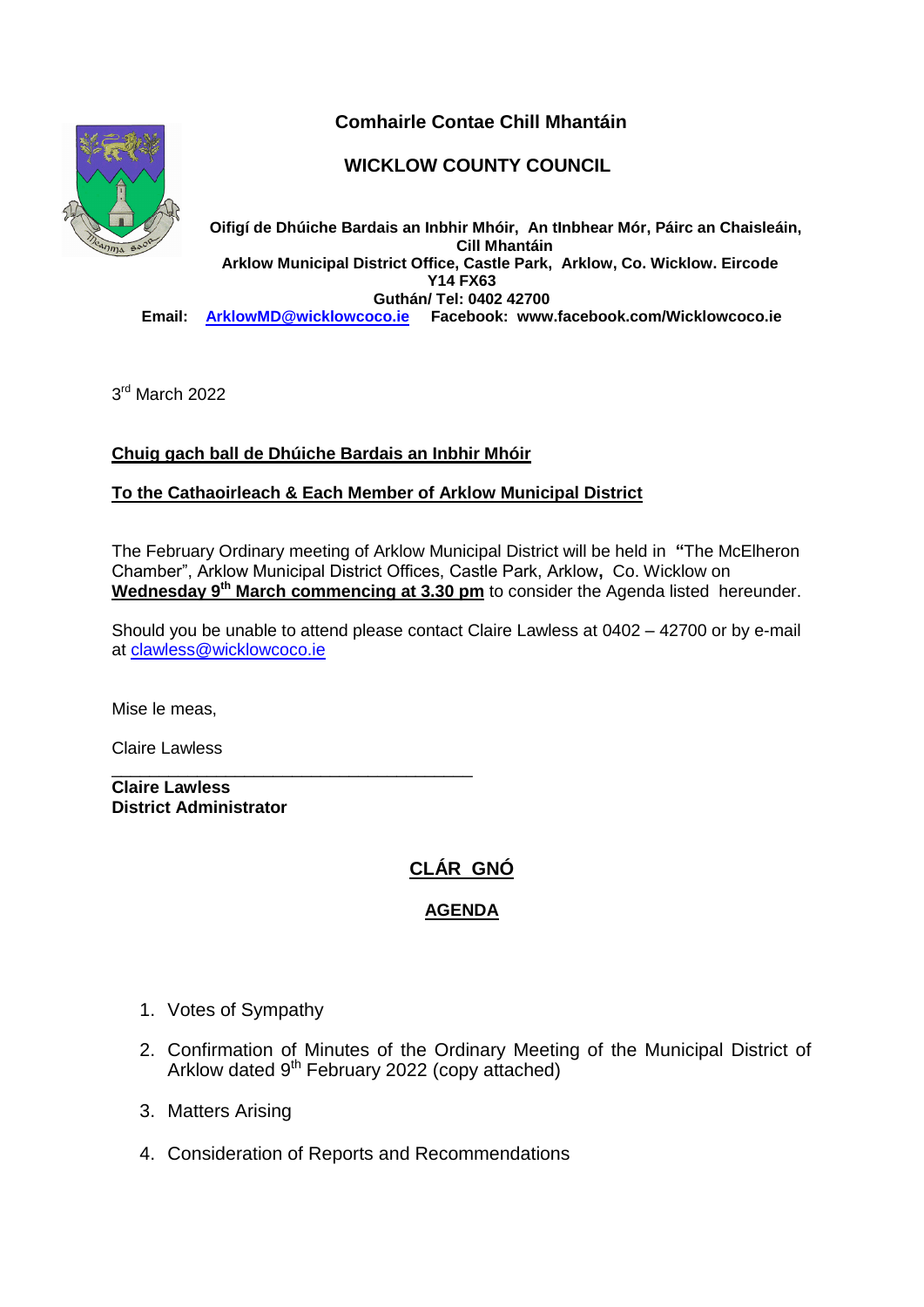# Comhairle Contae Chill Mhantáin

# WICKLOW COUNTY COUNCIL

**Oifigí de Dhúiche Bardais an Inbhir Mhóir, An tInbhear Mór, Páirc an Chaisleáin, Cill Mhantáin**
**Arklow Municipal District Office, Castle Park, Arklow, Co. Wicklow. Eircode Y14 FX63**
**Guthán/ Tel: 0402 42700**
**Email: ArklowMD@wicklowcoco.ie Facebook: www.facebook.com/Wicklowcoco.ie**

3rd March 2022

**Chuig gach ball de Dhúiche Bardais an Inbhir Mhóir**

**To the Cathaoirleach & Each Member of Arklow Municipal District**

The February Ordinary meeting of Arklow Municipal District will be held in **"**The McElheron Chamber", Arklow Municipal District Offices, Castle Park, Arklow**,** Co. Wicklow on **Wednesday 9th March commencing at 3.30 pm** to consider the Agenda listed hereunder.

Should you be unable to attend please contact Claire Lawless at 0402 – 42700 or by e-mail at clawless@wicklowcoco.ie

Mise le meas,

Claire Lawless

\_\_\_\_\_\_\_\_\_\_\_\_\_\_\_\_\_\_\_\_\_\_\_\_\_\_\_\_\_\_\_\_\_\_\_\_\_\_\_

**Claire Lawless**
**District Administrator**

## CLÁR GNÓ

## AGENDA

1. Votes of Sympathy
2. Confirmation of Minutes of the Ordinary Meeting of the Municipal District of Arklow dated 9th February 2022 (copy attached)
3. Matters Arising
4. Consideration of Reports and Recommendations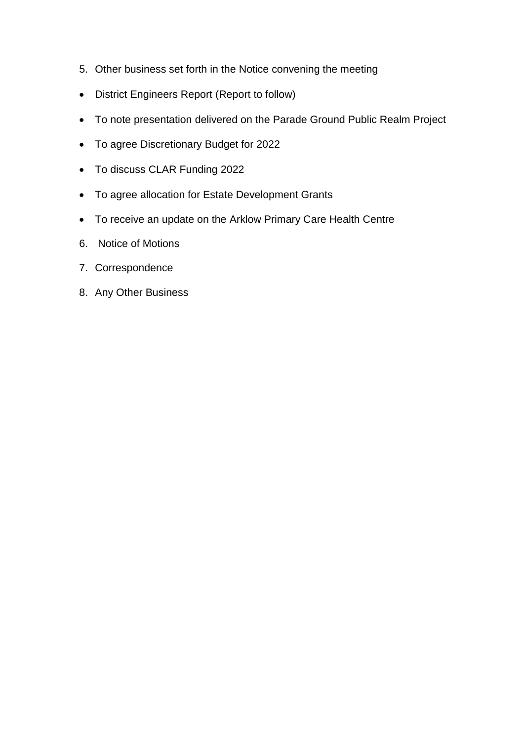5. Other business set forth in the Notice convening the meeting

- District Engineers Report (Report to follow)
- To note presentation delivered on the Parade Ground Public Realm Project
- To agree Discretionary Budget for 2022
- To discuss CLAR Funding 2022
- To agree allocation for Estate Development Grants
- To receive an update on the Arklow Primary Care Health Centre

6. Notice of Motions

7. Correspondence

8. Any Other Business